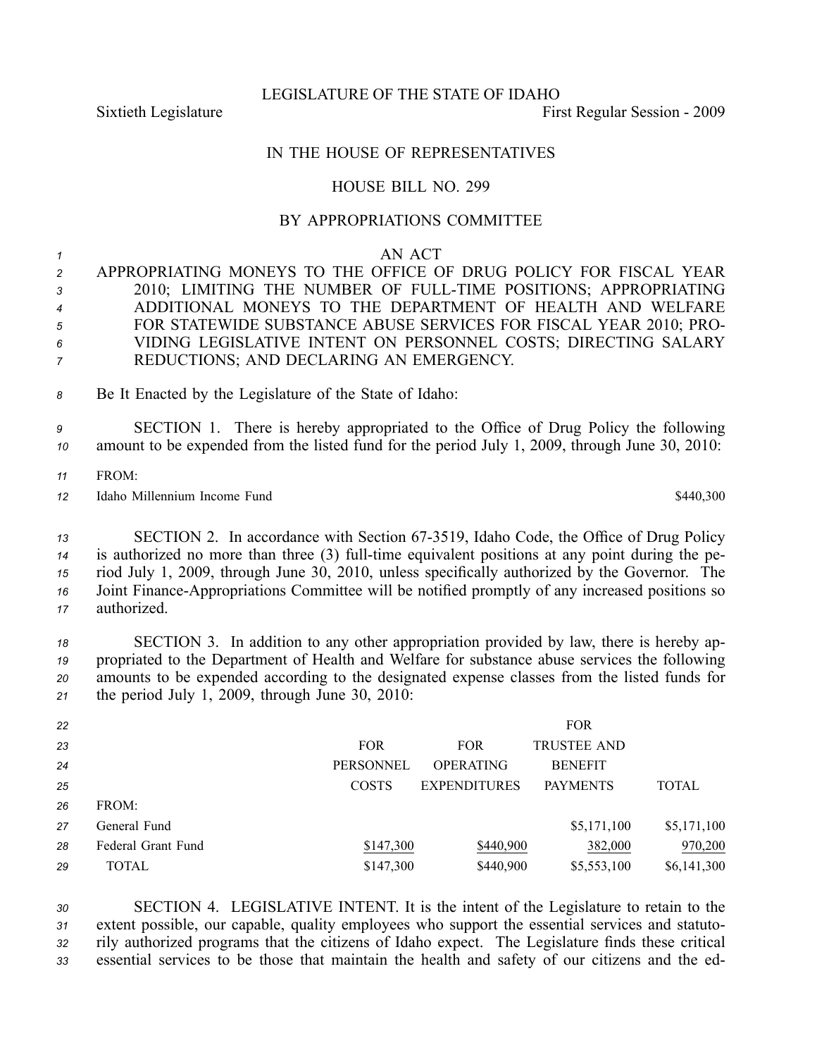LEGISLATURE OF THE STATE OF IDAHO

Sixtieth Legislature First Regular Session - 2009

# IN THE HOUSE OF REPRESENTATIVES

## HOUSE BILL NO. 299

### BY APPROPRIATIONS COMMITTEE

AN ACT

APPROPRIATING MONEYS TO THE OFFICE OF DRUG POLICY FOR FISCAL YEAR 2010; LIMITING THE NUMBER OF FULL-TIME POSITIONS; APPROPRIATING ADDITIONAL MONEYS TO THE DEPARTMENT OF HEALTH AND WELFARE FOR STATEWIDE SUBSTANCE ABUSE SERVICES FOR FISCAL YEAR 2010; PROVIDING LEGISLATIVE INTENT ON PERSONNEL COSTS; DIRECTING SALARY REDUCTIONS; AND DECLARING AN EMERGENCY.

Be It Enacted by the Legislature of the State of Idaho:

SECTION 1. There is hereby appropriated to the Office of Drug Policy the following amount to be expended from the listed fund for the period July 1, 2009, through June 30, 2010:

| FROM: | |
|---|---|
| Idaho Millennium Income Fund | $440,300 |

SECTION 2. In accordance with Section 67-3519, Idaho Code, the Office of Drug Policy is authorized no more than three (3) full-time equivalent positions at any point during the period July 1, 2009, through June 30, 2010, unless specifically authorized by the Governor. The Joint Finance-Appropriations Committee will be notified promptly of any increased positions so authorized.

SECTION 3. In addition to any other appropriation provided by law, there is hereby appropriated to the Department of Health and Welfare for substance abuse services the following amounts to be expended according to the designated expense classes from the listed funds for the period July 1, 2009, through June 30, 2010:

| | FOR PERSONNEL COSTS | FOR OPERATING EXPENDITURES | FOR TRUSTEE AND BENEFIT PAYMENTS | TOTAL |
|---|---|---|---|---|
| FROM: | | | | |
| General Fund | | | $5,171,100 | $5,171,100 |
| Federal Grant Fund | $147,300 | $440,900 | 382,000 | 970,200 |
| TOTAL | $147,300 | $440,900 | $5,553,100 | $6,141,300 |

SECTION 4. LEGISLATIVE INTENT. It is the intent of the Legislature to retain to the extent possible, our capable, quality employees who support the essential services and statutorily authorized programs that the citizens of Idaho expect. The Legislature finds these critical essential services to be those that maintain the health and safety of our citizens and the ed-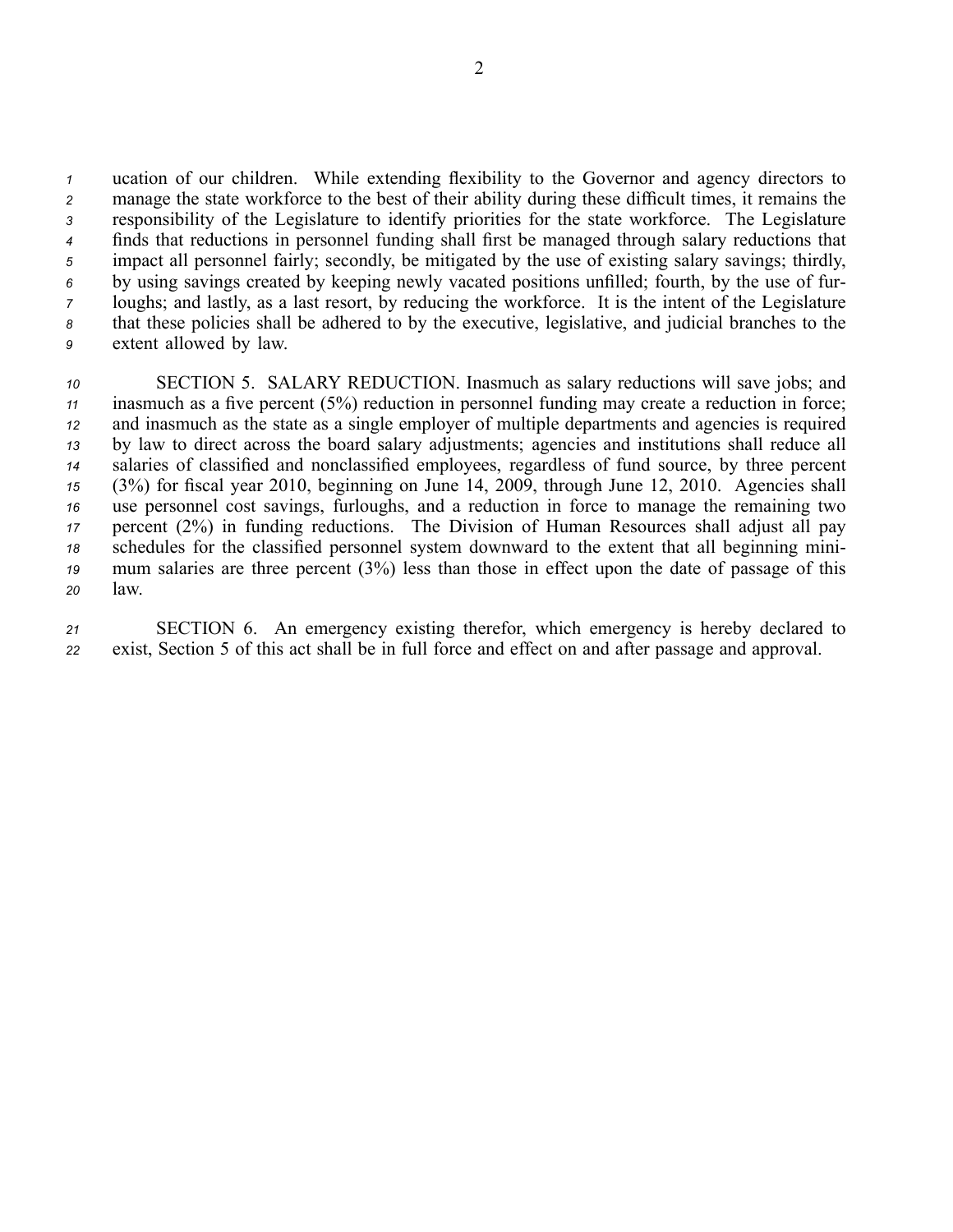ucation of our children. While extending flexibility to the Governor and agency directors to manage the state workforce to the best of their ability during these difficult times, it remains the responsibility of the Legislature to identify priorities for the state workforce. The Legislature finds that reductions in personnel funding shall first be managed through salary reductions that impact all personnel fairly; secondly, be mitigated by the use of existing salary savings; thirdly, by using savings created by keeping newly vacated positions unfilled; fourth, by the use of furloughs; and lastly, as a last resort, by reducing the workforce. It is the intent of the Legislature that these policies shall be adhered to by the executive, legislative, and judicial branches to the extent allowed by law.

SECTION 5. SALARY REDUCTION. Inasmuch as salary reductions will save jobs; and inasmuch as a five percent (5%) reduction in personnel funding may create a reduction in force; and inasmuch as the state as a single employer of multiple departments and agencies is required by law to direct across the board salary adjustments; agencies and institutions shall reduce all salaries of classified and nonclassified employees, regardless of fund source, by three percent (3%) for fiscal year 2010, beginning on June 14, 2009, through June 12, 2010. Agencies shall use personnel cost savings, furloughs, and a reduction in force to manage the remaining two percent (2%) in funding reductions. The Division of Human Resources shall adjust all pay schedules for the classified personnel system downward to the extent that all beginning minimum salaries are three percent (3%) less than those in effect upon the date of passage of this law.

SECTION 6. An emergency existing therefor, which emergency is hereby declared to exist, Section 5 of this act shall be in full force and effect on and after passage and approval.